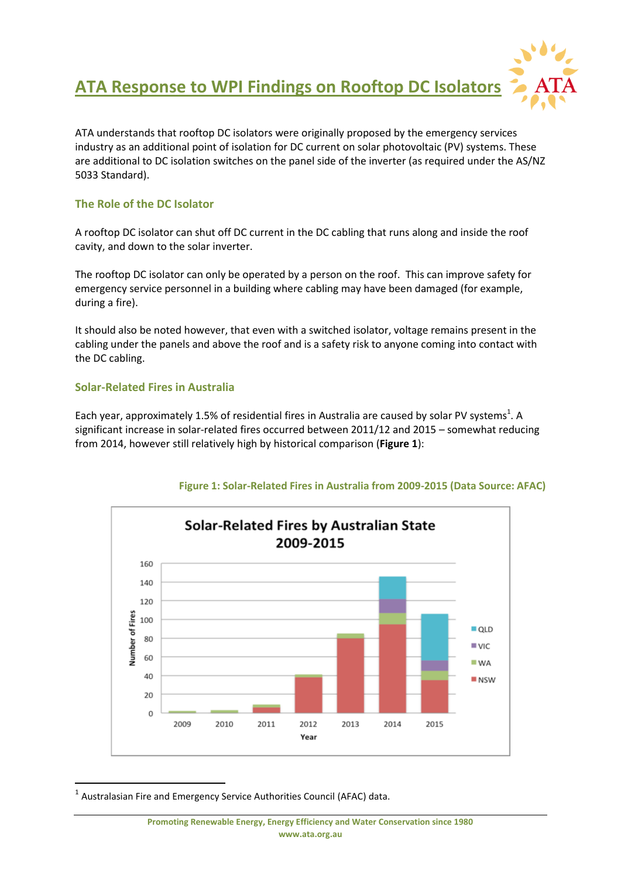# ATA Response to WPI Findings on Rooftop DC Isolators

ATA understands that rooftop DC isolators were originally proposed by the emergency services industry as an additional point of isolation for DC current on solar photovoltaic (PV) systems. These are additional to DC isolation switches on the panel side of the inverter (as required under the AS/NZ 5033 Standard).

## The Role of the DC Isolator

A rooftop DC isolator can shut off DC current in the DC cabling that runs along and inside the roof cavity, and down to the solar inverter.

The rooftop DC isolator can only be operated by a person on the roof. This can improve safety for emergency service personnel in a building where cabling may have been damaged (for example, during a fire).

It should also be noted however, that even with a switched isolator, voltage remains present in the cabling under the panels and above the roof and is a safety risk to anyone coming into contact with the DC cabling.

## Solar-Related Fires in Australia

Each year, approximately 1.5% of residential fires in Australia are caused by solar PV systems[1]. A significant increase in solar-related fires occurred between 2011/12 and 2015 – somewhat reducing from 2014, however still relatively high by historical comparison (**Figure 1**):

Figure 1: Solar-Related Fires in Australia from 2009-2015 (Data Source: AFAC)

[1] Australasian Fire and Emergency Service Authorities Council (AFAC) data.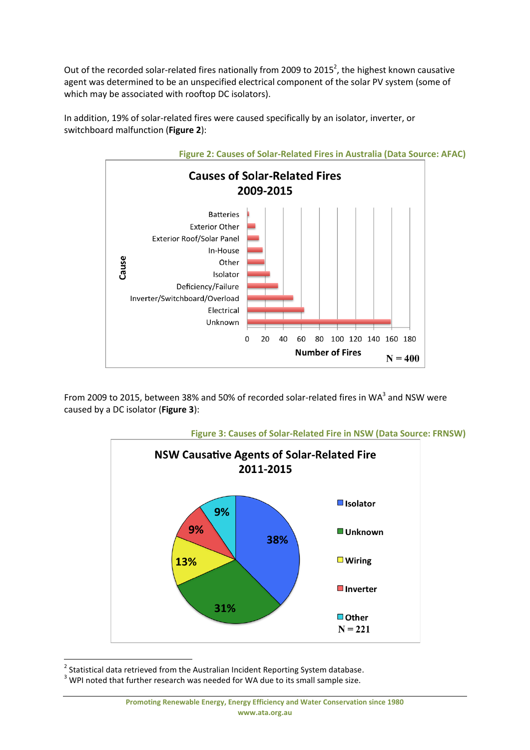Out of the recorded solar-related fires nationally from 2009 to 2015[2], the highest known causative agent was determined to be an unspecified electrical component of the solar PV system (some of which may be associated with rooftop DC isolators).

In addition, 19% of solar-related fires were caused specifically by an isolator, inverter, or switchboard malfunction (**Figure 2**):

**Figure 2: Causes of Solar-Related Fires in Australia (Data Source: AFAC)**

From 2009 to 2015, between 38% and 50% of recorded solar-related fires in WA[3] and NSW were caused by a DC isolator (**Figure 3**):

**Figure 3: Causes of Solar-Related Fire in NSW (Data Source: FRNSW)**

---

[2] Statistical data retrieved from the Australian Incident Reporting System database.

[3] WPI noted that further research was needed for WA due to its small sample size.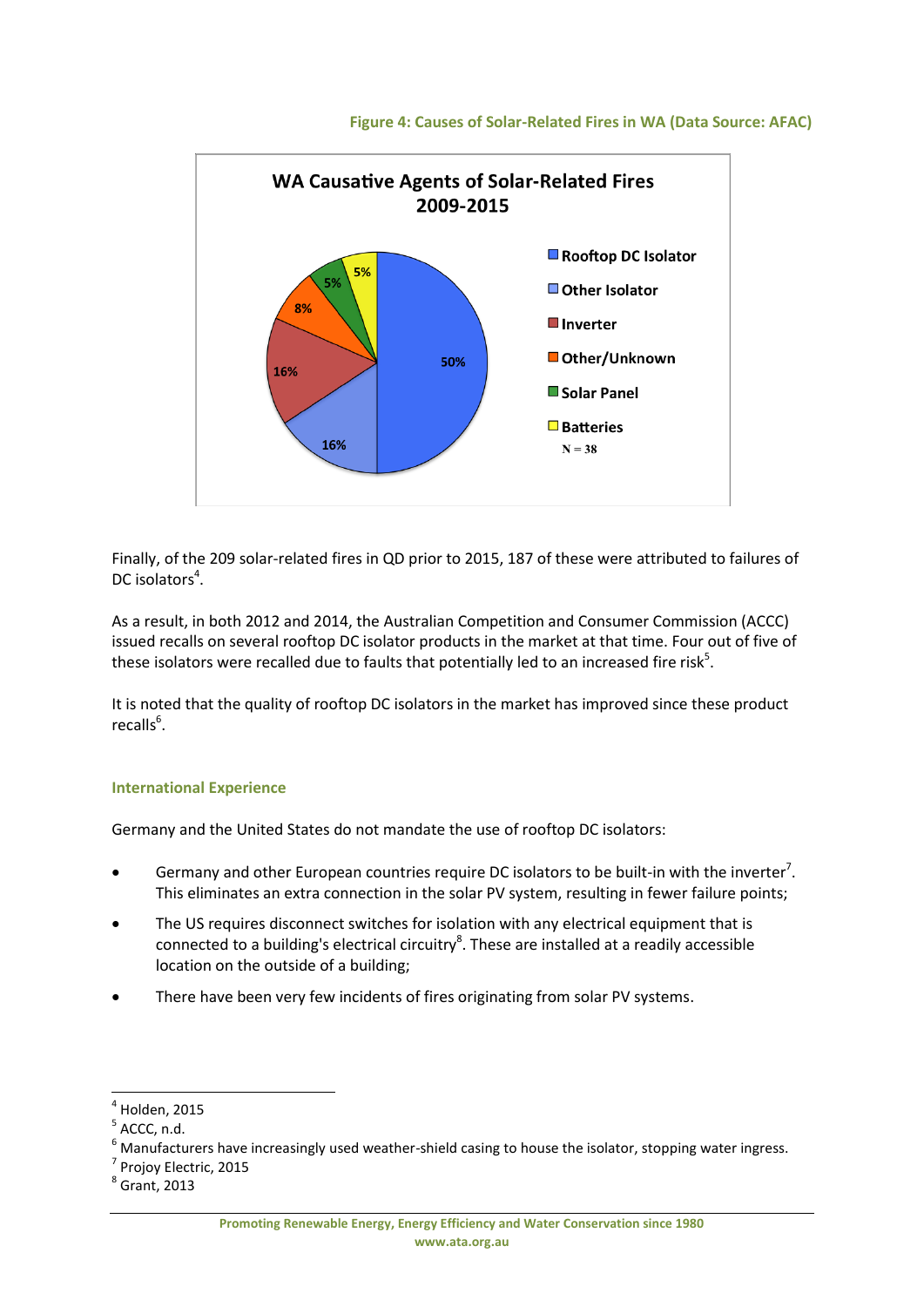Figure 4: Causes of Solar-Related Fires in WA (Data Source: AFAC)

Finally, of the 209 solar-related fires in QD prior to 2015, 187 of these were attributed to failures of DC isolators[4].

As a result, in both 2012 and 2014, the Australian Competition and Consumer Commission (ACCC) issued recalls on several rooftop DC isolator products in the market at that time. Four out of five of these isolators were recalled due to faults that potentially led to an increased fire risk[5].

It is noted that the quality of rooftop DC isolators in the market has improved since these product recalls[6].

### International Experience

Germany and the United States do not mandate the use of rooftop DC isolators:

- Germany and other European countries require DC isolators to be built-in with the inverter[7]. This eliminates an extra connection in the solar PV system, resulting in fewer failure points;
- The US requires disconnect switches for isolation with any electrical equipment that is connected to a building's electrical circuitry[8]. These are installed at a readily accessible location on the outside of a building;
- There have been very few incidents of fires originating from solar PV systems.

---

[4] Holden, 2015
[5] ACCC, n.d.
[6] Manufacturers have increasingly used weather-shield casing to house the isolator, stopping water ingress.
[7] Projoy Electric, 2015
[8] Grant, 2013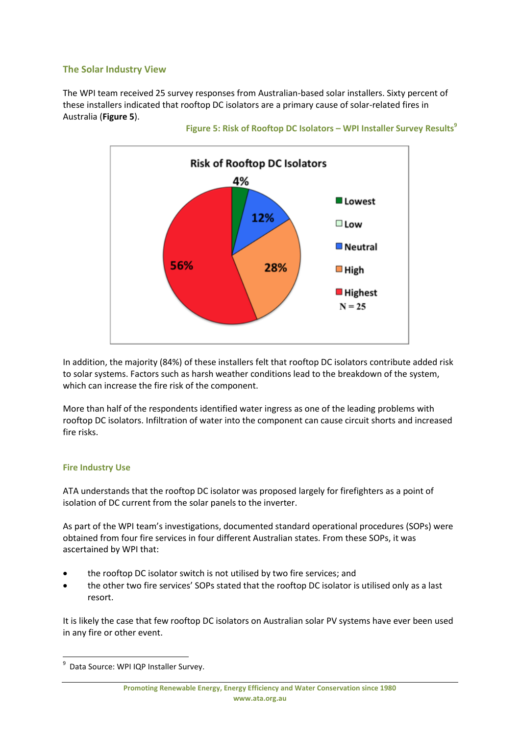### The Solar Industry View

The WPI team received 25 survey responses from Australian-based solar installers. Sixty percent of these installers indicated that rooftop DC isolators are a primary cause of solar-related fires in Australia (**Figure 5**).

Figure 5: Risk of Rooftop DC Isolators – WPI Installer Survey Results[9]

Risk of Rooftop DC Isolators

| Risk level | Percentage |
|---|---|
| Lowest | 4% |
| Low | |
| Neutral | 12% |
| High | 28% |
| Highest | 56% |

N = 25

In addition, the majority (84%) of these installers felt that rooftop DC isolators contribute added risk to solar systems. Factors such as harsh weather conditions lead to the breakdown of the system, which can increase the fire risk of the component.

More than half of the respondents identified water ingress as one of the leading problems with rooftop DC isolators. Infiltration of water into the component can cause circuit shorts and increased fire risks.

### Fire Industry Use

ATA understands that the rooftop DC isolator was proposed largely for firefighters as a point of isolation of DC current from the solar panels to the inverter.

As part of the WPI team's investigations, documented standard operational procedures (SOPs) were obtained from four fire services in four different Australian states. From these SOPs, it was ascertained by WPI that:

- the rooftop DC isolator switch is not utilised by two fire services; and
- the other two fire services' SOPs stated that the rooftop DC isolator is utilised only as a last resort.

It is likely the case that few rooftop DC isolators on Australian solar PV systems have ever been used in any fire or other event.

[9] Data Source: WPI IQP Installer Survey.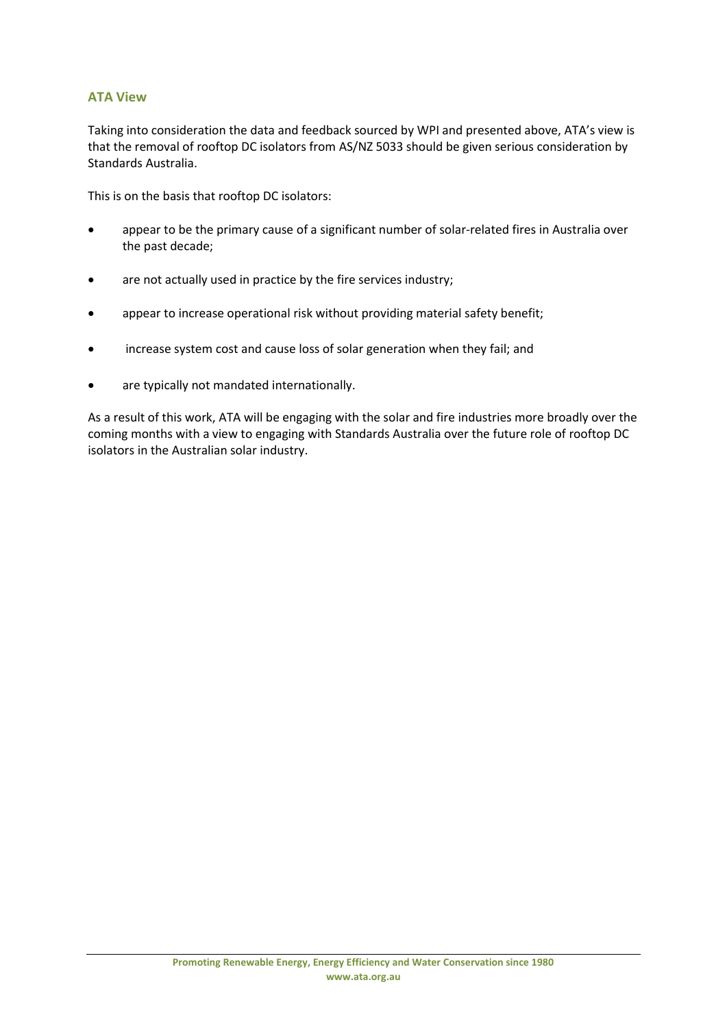## ATA View

Taking into consideration the data and feedback sourced by WPI and presented above, ATA's view is that the removal of rooftop DC isolators from AS/NZ 5033 should be given serious consideration by Standards Australia.

This is on the basis that rooftop DC isolators:

- appear to be the primary cause of a significant number of solar-related fires in Australia over the past decade;
- are not actually used in practice by the fire services industry;
- appear to increase operational risk without providing material safety benefit;
- increase system cost and cause loss of solar generation when they fail; and
- are typically not mandated internationally.

As a result of this work, ATA will be engaging with the solar and fire industries more broadly over the coming months with a view to engaging with Standards Australia over the future role of rooftop DC isolators in the Australian solar industry.